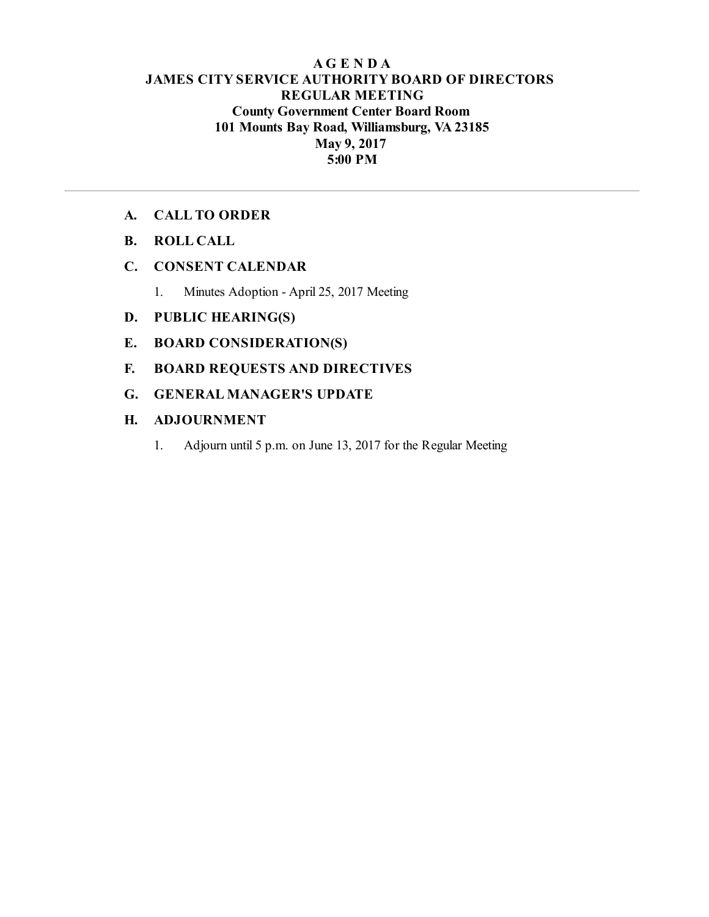# A G E N D A
## JAMES CITY SERVICE AUTHORITY BOARD OF DIRECTORS
## REGULAR MEETING
**County Government Center Board Room**
**101 Mounts Bay Road, Williamsburg, VA 23185**
**May 9, 2017**
**5:00 PM**

---

**A. CALL TO ORDER**

**B. ROLL CALL**

**C. CONSENT CALENDAR**

1. Minutes Adoption - April 25, 2017 Meeting

**D. PUBLIC HEARING(S)**

**E. BOARD CONSIDERATION(S)**

**F. BOARD REQUESTS AND DIRECTIVES**

**G. GENERAL MANAGER'S UPDATE**

**H. ADJOURNMENT**

1. Adjourn until 5 p.m. on June 13, 2017 for the Regular Meeting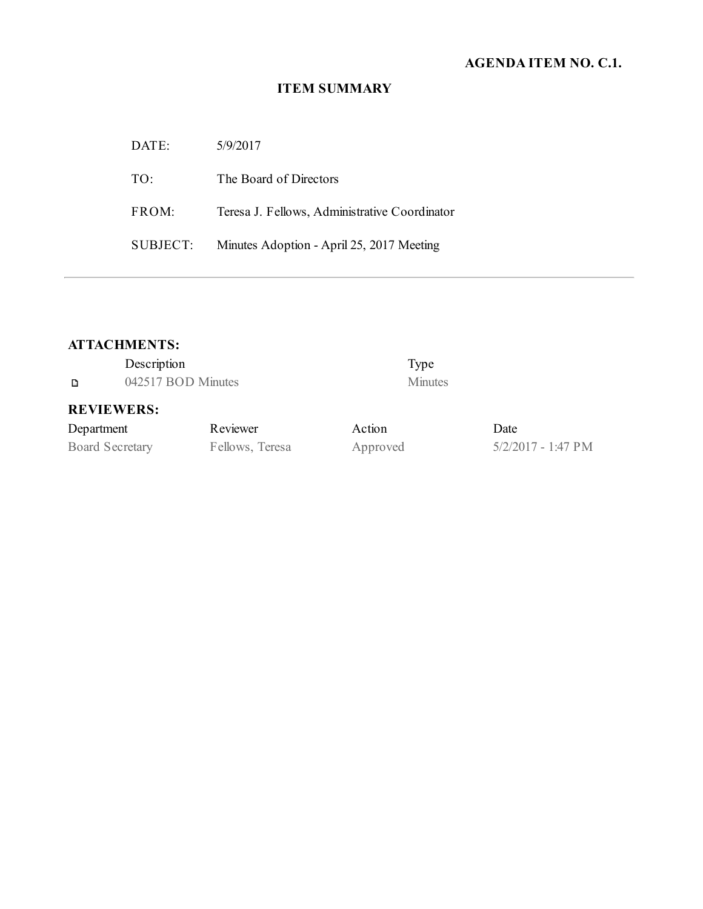**AGENDA ITEM NO. C.1.**

# ITEM SUMMARY

| | |
|---|---|
| DATE: | 5/9/2017 |
| TO: | The Board of Directors |
| FROM: | Teresa J. Fellows, Administrative Coordinator |
| SUBJECT: | Minutes Adoption - April 25, 2017 Meeting |

---

## ATTACHMENTS:

| | Description | Type |
|---|---|---|
| 🗋 | 042517 BOD Minutes | Minutes |

## REVIEWERS:

| Department | Reviewer | Action | Date |
|---|---|---|---|
| Board Secretary | Fellows, Teresa | Approved | 5/2/2017 - 1:47 PM |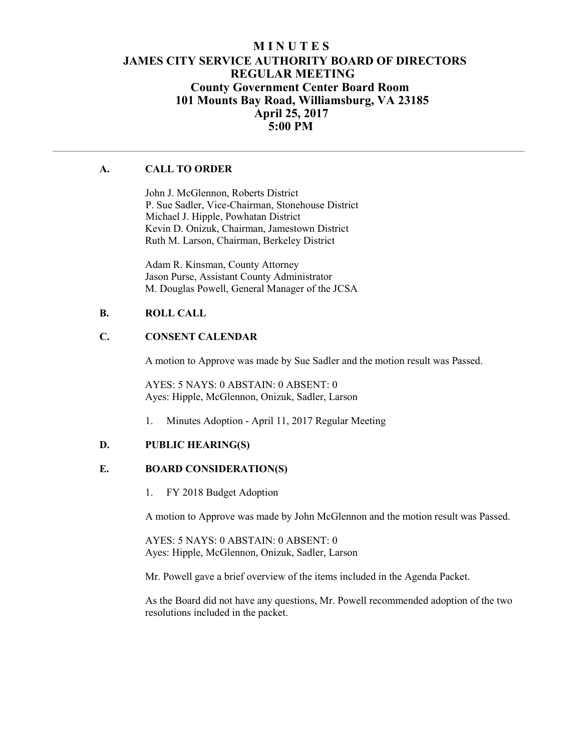# M I N U T E S
# JAMES CITY SERVICE AUTHORITY BOARD OF DIRECTORS
# REGULAR MEETING
## County Government Center Board Room
## 101 Mounts Bay Road, Williamsburg, VA 23185
## April 25, 2017
## 5:00 PM

---

### A. CALL TO ORDER

John J. McGlennon, Roberts District
P. Sue Sadler, Vice-Chairman, Stonehouse District
Michael J. Hipple, Powhatan District
Kevin D. Onizuk, Chairman, Jamestown District
Ruth M. Larson, Chairman, Berkeley District

Adam R. Kinsman, County Attorney
Jason Purse, Assistant County Administrator
M. Douglas Powell, General Manager of the JCSA

### B. ROLL CALL

### C. CONSENT CALENDAR

A motion to Approve was made by Sue Sadler and the motion result was Passed.

AYES: 5 NAYS: 0 ABSTAIN: 0 ABSENT: 0
Ayes: Hipple, McGlennon, Onizuk, Sadler, Larson

1. Minutes Adoption - April 11, 2017 Regular Meeting

### D. PUBLIC HEARING(S)

### E. BOARD CONSIDERATION(S)

1. FY 2018 Budget Adoption

A motion to Approve was made by John McGlennon and the motion result was Passed.

AYES: 5 NAYS: 0 ABSTAIN: 0 ABSENT: 0
Ayes: Hipple, McGlennon, Onizuk, Sadler, Larson

Mr. Powell gave a brief overview of the items included in the Agenda Packet.

As the Board did not have any questions, Mr. Powell recommended adoption of the two resolutions included in the packet.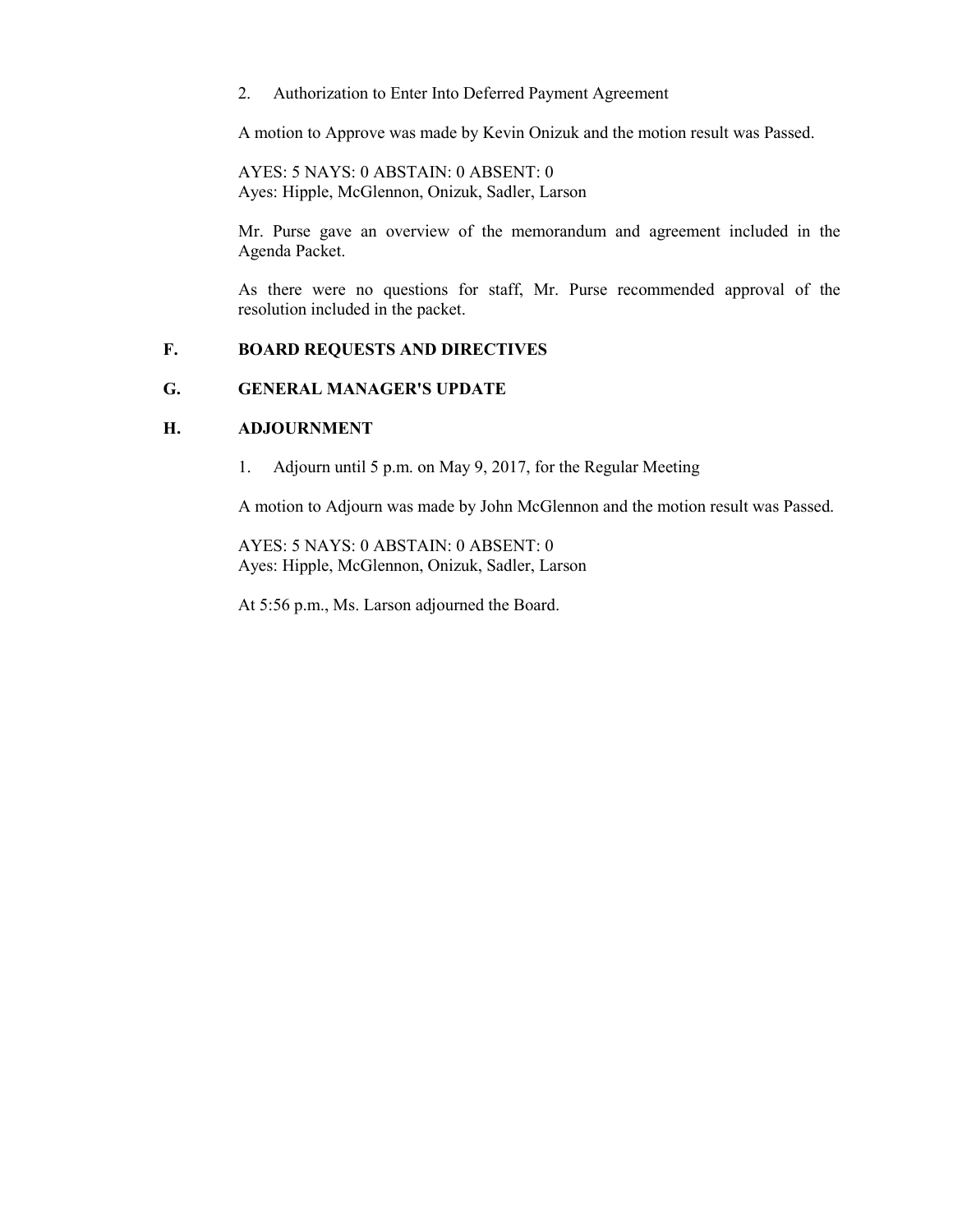2. Authorization to Enter Into Deferred Payment Agreement

A motion to Approve was made by Kevin Onizuk and the motion result was Passed.

AYES: 5 NAYS: 0 ABSTAIN: 0 ABSENT: 0
Ayes: Hipple, McGlennon, Onizuk, Sadler, Larson

Mr. Purse gave an overview of the memorandum and agreement included in the Agenda Packet.

As there were no questions for staff, Mr. Purse recommended approval of the resolution included in the packet.

## F. BOARD REQUESTS AND DIRECTIVES

## G. GENERAL MANAGER'S UPDATE

## H. ADJOURNMENT

1. Adjourn until 5 p.m. on May 9, 2017, for the Regular Meeting

A motion to Adjourn was made by John McGlennon and the motion result was Passed.

AYES: 5 NAYS: 0 ABSTAIN: 0 ABSENT: 0
Ayes: Hipple, McGlennon, Onizuk, Sadler, Larson

At 5:56 p.m., Ms. Larson adjourned the Board.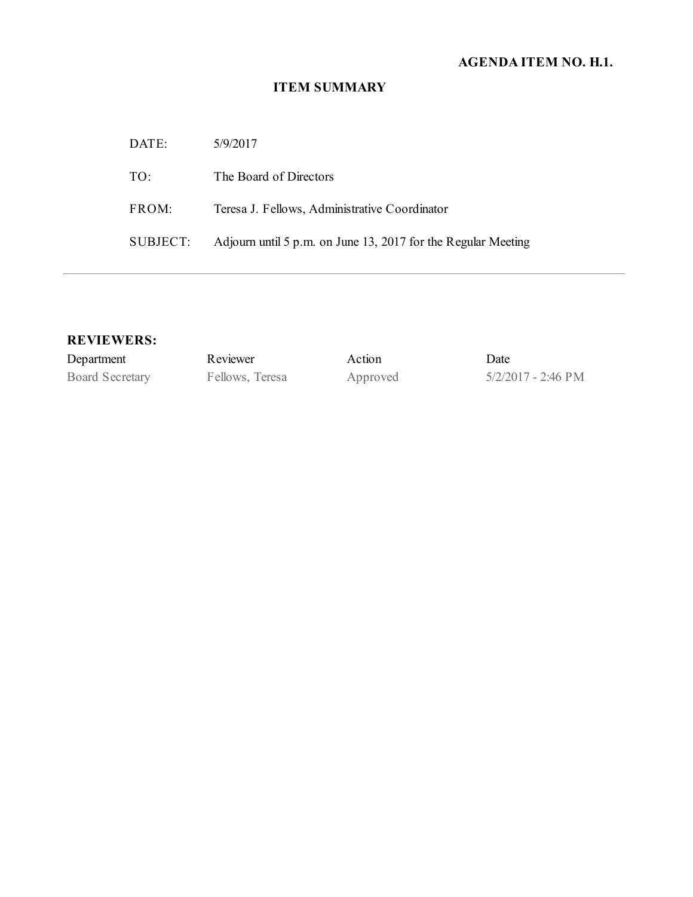**AGENDA ITEM NO. H.1.**

## ITEM SUMMARY

| | |
|---|---|
| DATE: | 5/9/2017 |
| TO: | The Board of Directors |
| FROM: | Teresa J. Fellows, Administrative Coordinator |
| SUBJECT: | Adjourn until 5 p.m. on June 13, 2017 for the Regular Meeting |

---

### REVIEWERS:

| Department | Reviewer | Action | Date |
|---|---|---|---|
| Board Secretary | Fellows, Teresa | Approved | 5/2/2017 - 2:46 PM |